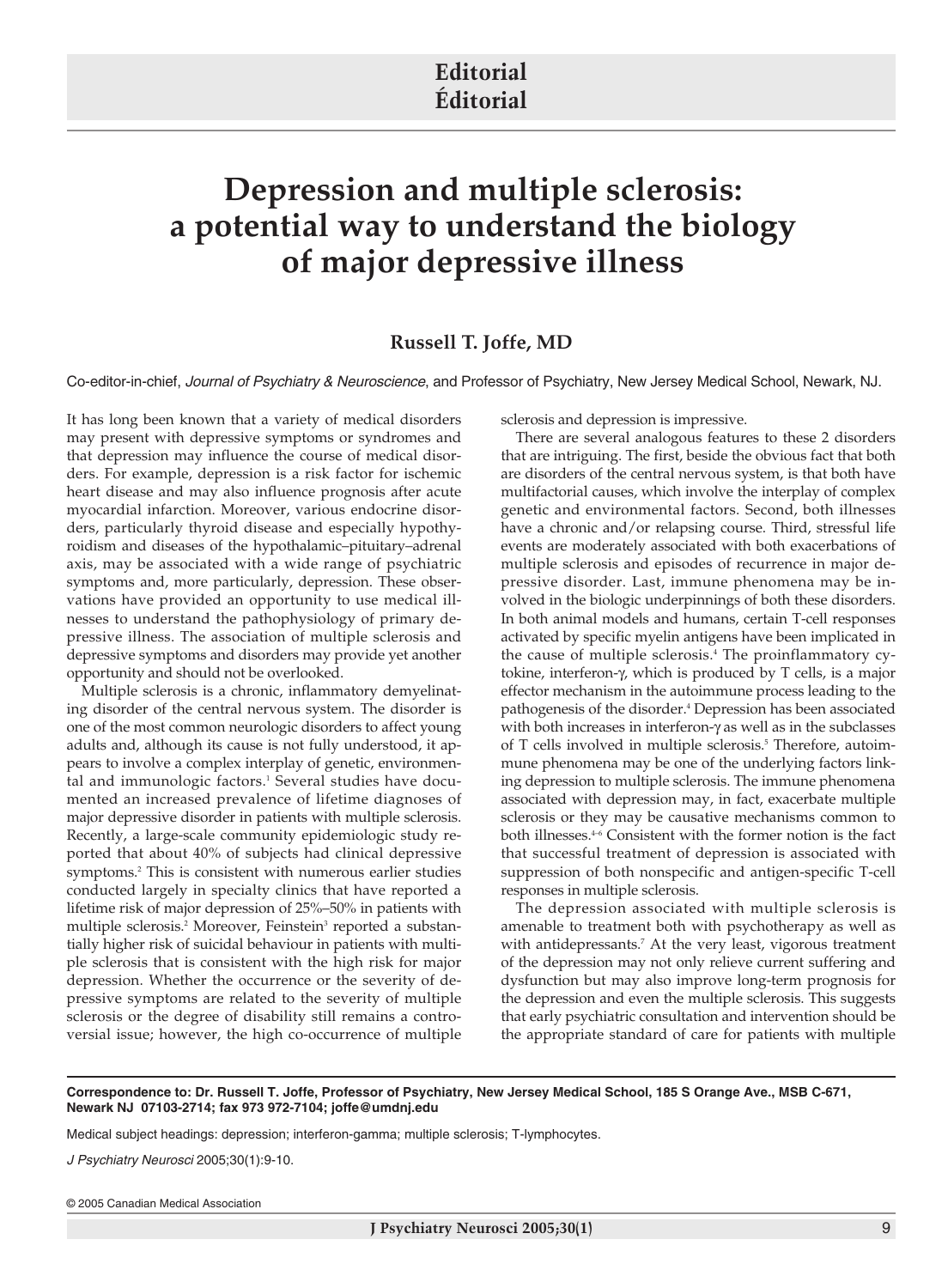# Editorial
# Éditorial

# Depression and multiple sclerosis: a potential way to understand the biology of major depressive illness

**Russell T. Joffe, MD**

Co-editor-in-chief, *Journal of Psychiatry & Neuroscience*, and Professor of Psychiatry, New Jersey Medical School, Newark, NJ.

It has long been known that a variety of medical disorders may present with depressive symptoms or syndromes and that depression may influence the course of medical disorders. For example, depression is a risk factor for ischemic heart disease and may also influence prognosis after acute myocardial infarction. Moreover, various endocrine disorders, particularly thyroid disease and especially hypothyroidism and diseases of the hypothalamic–pituitary–adrenal axis, may be associated with a wide range of psychiatric symptoms and, more particularly, depression. These observations have provided an opportunity to use medical illnesses to understand the pathophysiology of primary depressive illness. The association of multiple sclerosis and depressive symptoms and disorders may provide yet another opportunity and should not be overlooked.

Multiple sclerosis is a chronic, inflammatory demyelinating disorder of the central nervous system. The disorder is one of the most common neurologic disorders to affect young adults and, although its cause is not fully understood, it appears to involve a complex interplay of genetic, environmental and immunologic factors.[1] Several studies have documented an increased prevalence of lifetime diagnoses of major depressive disorder in patients with multiple sclerosis. Recently, a large-scale community epidemiologic study reported that about 40% of subjects had clinical depressive symptoms.[2] This is consistent with numerous earlier studies conducted largely in specialty clinics that have reported a lifetime risk of major depression of 25%–50% in patients with multiple sclerosis.[2] Moreover, Feinstein[3] reported a substantially higher risk of suicidal behaviour in patients with multiple sclerosis that is consistent with the high risk for major depression. Whether the occurrence or the severity of depressive symptoms are related to the severity of multiple sclerosis or the degree of disability still remains a controversial issue; however, the high co-occurrence of multiple sclerosis and depression is impressive.

There are several analogous features to these 2 disorders that are intriguing. The first, beside the obvious fact that both are disorders of the central nervous system, is that both have multifactorial causes, which involve the interplay of complex genetic and environmental factors. Second, both illnesses have a chronic and/or relapsing course. Third, stressful life events are moderately associated with both exacerbations of multiple sclerosis and episodes of recurrence in major depressive disorder. Last, immune phenomena may be involved in the biologic underpinnings of both these disorders. In both animal models and humans, certain T-cell responses activated by specific myelin antigens have been implicated in the cause of multiple sclerosis.[4] The proinflammatory cytokine, interferon-γ, which is produced by T cells, is a major effector mechanism in the autoimmune process leading to the pathogenesis of the disorder.[4] Depression has been associated with both increases in interferon-γ as well as in the subclasses of T cells involved in multiple sclerosis.[5] Therefore, autoimmune phenomena may be one of the underlying factors linking depression to multiple sclerosis. The immune phenomena associated with depression may, in fact, exacerbate multiple sclerosis or they may be causative mechanisms common to both illnesses.[4–6] Consistent with the former notion is the fact that successful treatment of depression is associated with suppression of both nonspecific and antigen-specific T-cell responses in multiple sclerosis.

The depression associated with multiple sclerosis is amenable to treatment both with psychotherapy as well as with antidepressants.[7] At the very least, vigorous treatment of the depression may not only relieve current suffering and dysfunction but may also improve long-term prognosis for the depression and even the multiple sclerosis. This suggests that early psychiatric consultation and intervention should be the appropriate standard of care for patients with multiple

**Correspondence to: Dr. Russell T. Joffe, Professor of Psychiatry, New Jersey Medical School, 185 S Orange Ave., MSB C-671, Newark NJ 07103-2714; fax 973 972-7104; joffe@umdnj.edu**

Medical subject headings: depression; interferon-gamma; multiple sclerosis; T-lymphocytes.

*J Psychiatry Neurosci* 2005;30(1):9-10.

© 2005 Canadian Medical Association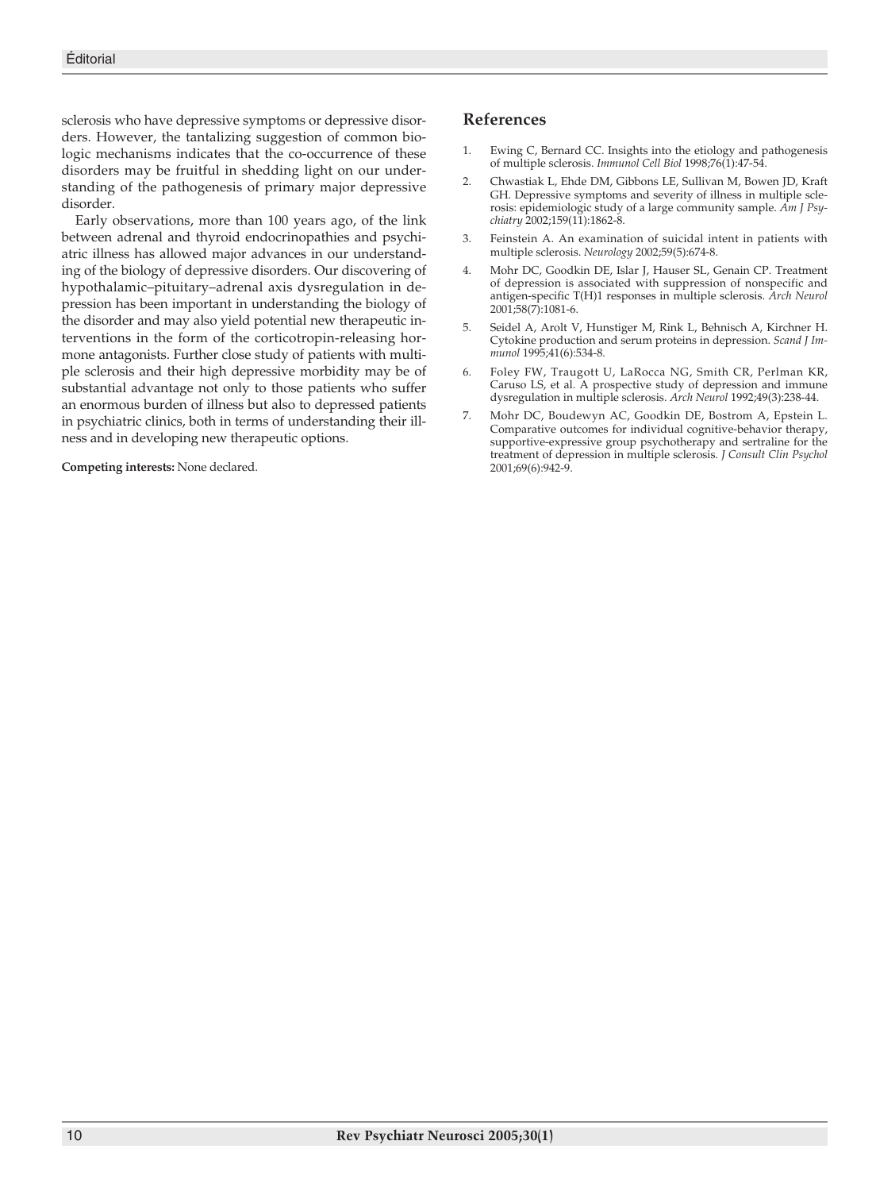sclerosis who have depressive symptoms or depressive disorders. However, the tantalizing suggestion of common biologic mechanisms indicates that the co-occurrence of these disorders may be fruitful in shedding light on our understanding of the pathogenesis of primary major depressive disorder.

Early observations, more than 100 years ago, of the link between adrenal and thyroid endocrinopathies and psychiatric illness has allowed major advances in our understanding of the biology of depressive disorders. Our discovering of hypothalamic–pituitary–adrenal axis dysregulation in depression has been important in understanding the biology of the disorder and may also yield potential new therapeutic interventions in the form of the corticotropin-releasing hormone antagonists. Further close study of patients with multiple sclerosis and their high depressive morbidity may be of substantial advantage not only to those patients who suffer an enormous burden of illness but also to depressed patients in psychiatric clinics, both in terms of understanding their illness and in developing new therapeutic options.

**Competing interests:** None declared.

## References

1. Ewing C, Bernard CC. Insights into the etiology and pathogenesis of multiple sclerosis. *Immunol Cell Biol* 1998;76(1):47-54.
2. Chwastiak L, Ehde DM, Gibbons LE, Sullivan M, Bowen JD, Kraft GH. Depressive symptoms and severity of illness in multiple sclerosis: epidemiologic study of a large community sample. *Am J Psychiatry* 2002;159(11):1862-8.
3. Feinstein A. An examination of suicidal intent in patients with multiple sclerosis. *Neurology* 2002;59(5):674-8.
4. Mohr DC, Goodkin DE, Islar J, Hauser SL, Genain CP. Treatment of depression is associated with suppression of nonspecific and antigen-specific T(H)1 responses in multiple sclerosis. *Arch Neurol* 2001;58(7):1081-6.
5. Seidel A, Arolt V, Hunstiger M, Rink L, Behnisch A, Kirchner H. Cytokine production and serum proteins in depression. *Scand J Immunol* 1995;41(6):534-8.
6. Foley FW, Traugott U, LaRocca NG, Smith CR, Perlman KR, Caruso LS, et al. A prospective study of depression and immune dysregulation in multiple sclerosis. *Arch Neurol* 1992;49(3):238-44.
7. Mohr DC, Boudewyn AC, Goodkin DE, Bostrom A, Epstein L. Comparative outcomes for individual cognitive-behavior therapy, supportive-expressive group psychotherapy and sertraline for the treatment of depression in multiple sclerosis. *J Consult Clin Psychol* 2001;69(6):942-9.